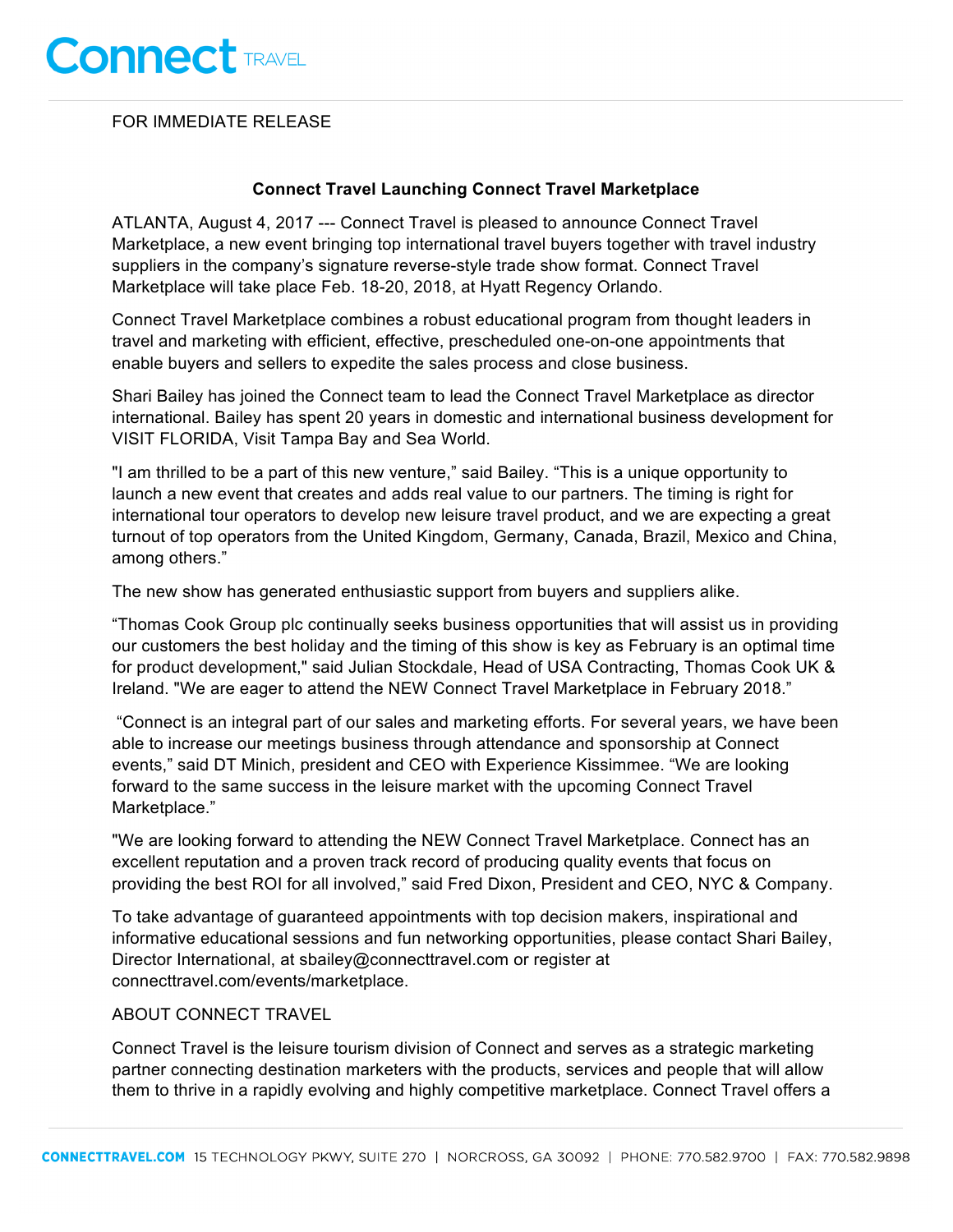FOR IMMEDIATE RELEASE

## Connect Travel Launching Connect Travel Marketplace

ATLANTA, August 4, 2017 --- Connect Travel is pleased to announce Connect Travel Marketplace, a new event bringing top international travel buyers together with travel industry suppliers in the company's signature reverse-style trade show format. Connect Travel Marketplace will take place Feb. 18-20, 2018, at Hyatt Regency Orlando.

Connect Travel Marketplace combines a robust educational program from thought leaders in travel and marketing with efficient, effective, prescheduled one-on-one appointments that enable buyers and sellers to expedite the sales process and close business.

Shari Bailey has joined the Connect team to lead the Connect Travel Marketplace as director international. Bailey has spent 20 years in domestic and international business development for VISIT FLORIDA, Visit Tampa Bay and Sea World.

"I am thrilled to be a part of this new venture," said Bailey. "This is a unique opportunity to launch a new event that creates and adds real value to our partners. The timing is right for international tour operators to develop new leisure travel product, and we are expecting a great turnout of top operators from the United Kingdom, Germany, Canada, Brazil, Mexico and China, among others."

The new show has generated enthusiastic support from buyers and suppliers alike.

"Thomas Cook Group plc continually seeks business opportunities that will assist us in providing our customers the best holiday and the timing of this show is key as February is an optimal time for product development," said Julian Stockdale, Head of USA Contracting, Thomas Cook UK & Ireland. "We are eager to attend the NEW Connect Travel Marketplace in February 2018."

"Connect is an integral part of our sales and marketing efforts. For several years, we have been able to increase our meetings business through attendance and sponsorship at Connect events," said DT Minich, president and CEO with Experience Kissimmee. "We are looking forward to the same success in the leisure market with the upcoming Connect Travel Marketplace."

"We are looking forward to attending the NEW Connect Travel Marketplace. Connect has an excellent reputation and a proven track record of producing quality events that focus on providing the best ROI for all involved," said Fred Dixon, President and CEO, NYC & Company.

To take advantage of guaranteed appointments with top decision makers, inspirational and informative educational sessions and fun networking opportunities, please contact Shari Bailey, Director International, at sbailey@connecttravel.com or register at connecttravel.com/events/marketplace.

ABOUT CONNECT TRAVEL

Connect Travel is the leisure tourism division of Connect and serves as a strategic marketing partner connecting destination marketers with the products, services and people that will allow them to thrive in a rapidly evolving and highly competitive marketplace. Connect Travel offers a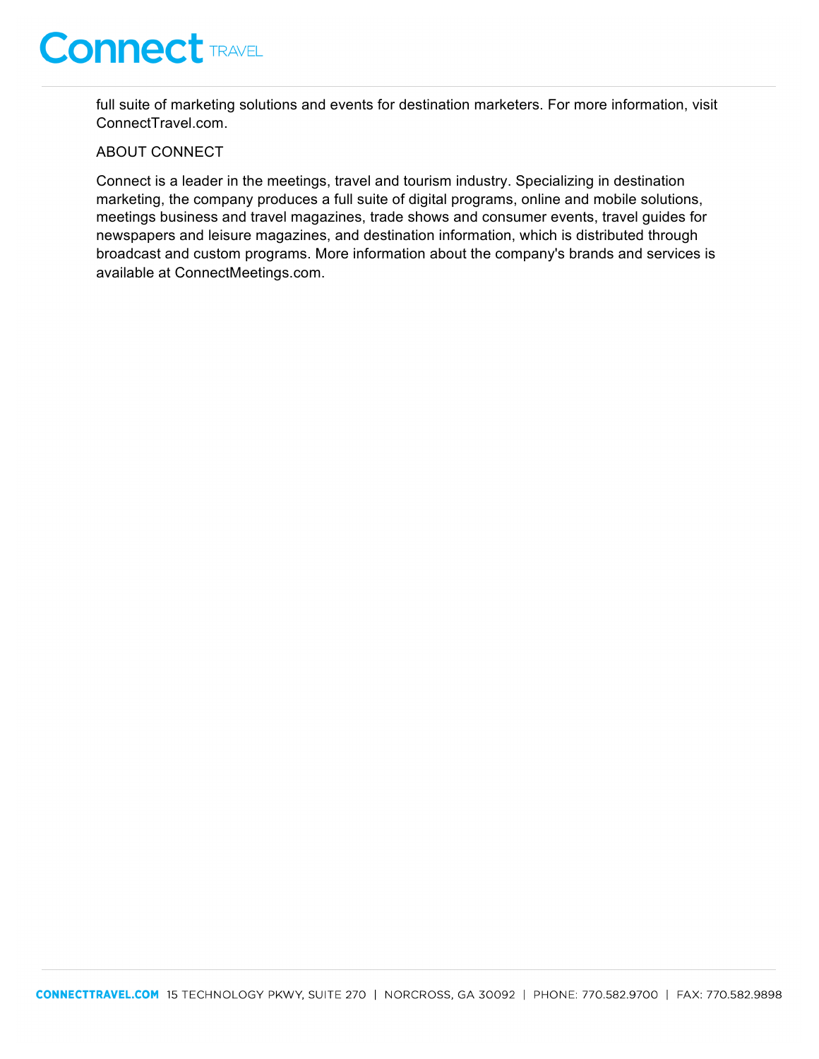full suite of marketing solutions and events for destination marketers. For more information, visit ConnectTravel.com.

ABOUT CONNECT

Connect is a leader in the meetings, travel and tourism industry. Specializing in destination marketing, the company produces a full suite of digital programs, online and mobile solutions, meetings business and travel magazines, trade shows and consumer events, travel guides for newspapers and leisure magazines, and destination information, which is distributed through broadcast and custom programs. More information about the company's brands and services is available at ConnectMeetings.com.